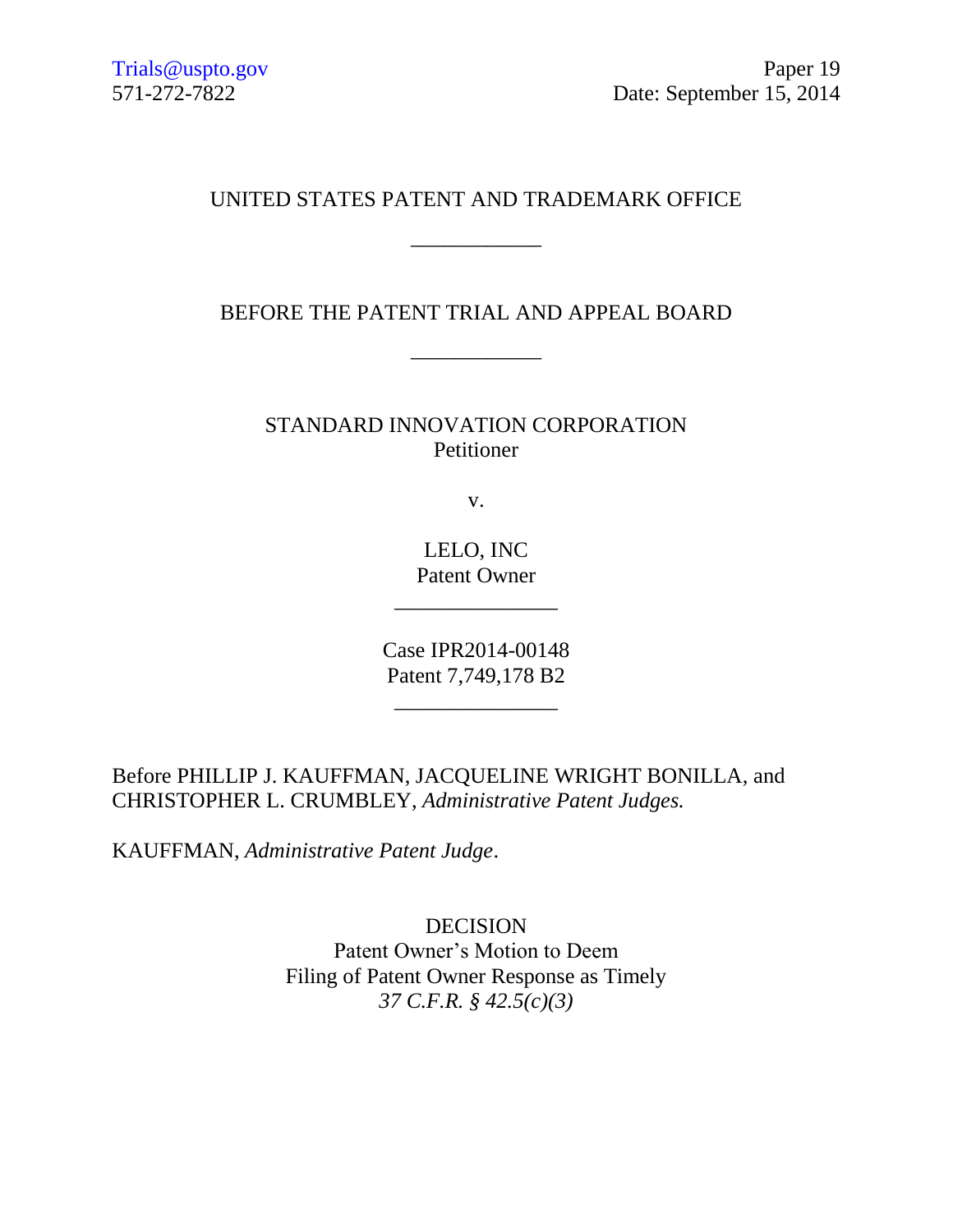Trials@uspto.gov
571-272-7822

Paper 19
Date: September 15, 2014

UNITED STATES PATENT AND TRADEMARK OFFICE

\_\_\_\_\_\_\_\_\_\_\_\_

BEFORE THE PATENT TRIAL AND APPEAL BOARD

\_\_\_\_\_\_\_\_\_\_\_\_

STANDARD INNOVATION CORPORATION
Petitioner

v.

LELO, INC
Patent Owner

\_\_\_\_\_\_\_\_\_\_\_\_\_\_\_

Case IPR2014-00148
Patent 7,749,178 B2

\_\_\_\_\_\_\_\_\_\_\_\_\_\_\_

Before PHILLIP J. KAUFFMAN, JACQUELINE WRIGHT BONILLA, and CHRISTOPHER L. CRUMBLEY, *Administrative Patent Judges.*

KAUFFMAN, *Administrative Patent Judge*.

DECISION
Patent Owner's Motion to Deem
Filing of Patent Owner Response as Timely
*37 C.F.R. § 42.5(c)(3)*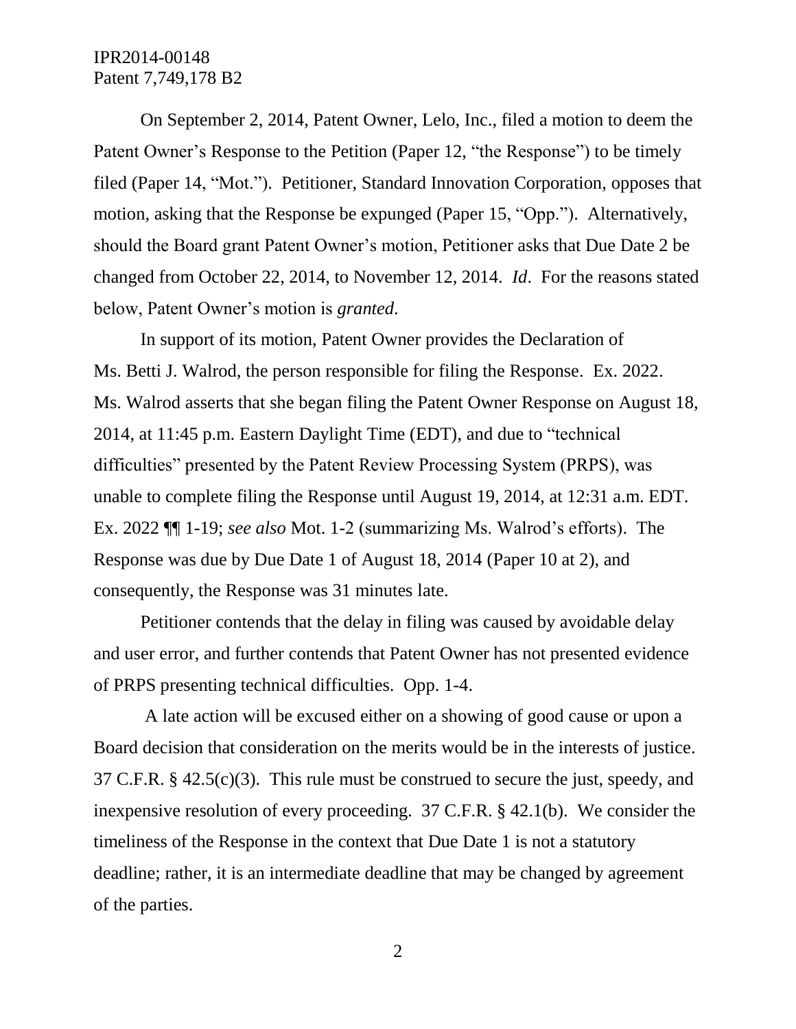On September 2, 2014, Patent Owner, Lelo, Inc., filed a motion to deem the Patent Owner's Response to the Petition (Paper 12, "the Response") to be timely filed (Paper 14, "Mot."). Petitioner, Standard Innovation Corporation, opposes that motion, asking that the Response be expunged (Paper 15, "Opp."). Alternatively, should the Board grant Patent Owner's motion, Petitioner asks that Due Date 2 be changed from October 22, 2014, to November 12, 2014. *Id*. For the reasons stated below, Patent Owner's motion is *granted*.

In support of its motion, Patent Owner provides the Declaration of Ms. Betti J. Walrod, the person responsible for filing the Response. Ex. 2022. Ms. Walrod asserts that she began filing the Patent Owner Response on August 18, 2014, at 11:45 p.m. Eastern Daylight Time (EDT), and due to "technical difficulties" presented by the Patent Review Processing System (PRPS), was unable to complete filing the Response until August 19, 2014, at 12:31 a.m. EDT. Ex. 2022 ¶¶ 1-19; *see also* Mot. 1-2 (summarizing Ms. Walrod's efforts). The Response was due by Due Date 1 of August 18, 2014 (Paper 10 at 2), and consequently, the Response was 31 minutes late.

Petitioner contends that the delay in filing was caused by avoidable delay and user error, and further contends that Patent Owner has not presented evidence of PRPS presenting technical difficulties. Opp. 1-4.

A late action will be excused either on a showing of good cause or upon a Board decision that consideration on the merits would be in the interests of justice. 37 C.F.R. § 42.5(c)(3). This rule must be construed to secure the just, speedy, and inexpensive resolution of every proceeding. 37 C.F.R. § 42.1(b). We consider the timeliness of the Response in the context that Due Date 1 is not a statutory deadline; rather, it is an intermediate deadline that may be changed by agreement of the parties.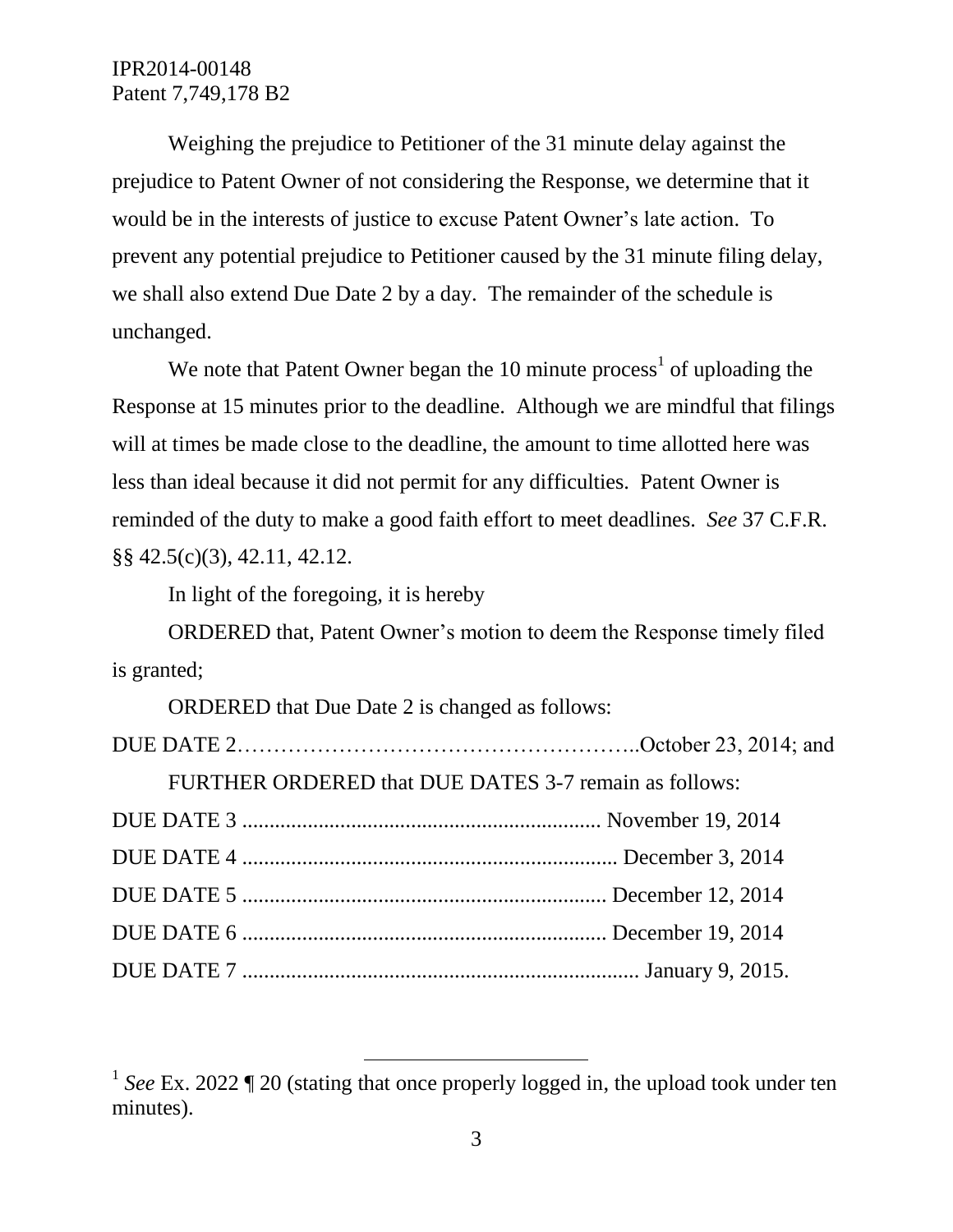Weighing the prejudice to Petitioner of the 31 minute delay against the prejudice to Patent Owner of not considering the Response, we determine that it would be in the interests of justice to excuse Patent Owner's late action. To prevent any potential prejudice to Petitioner caused by the 31 minute filing delay, we shall also extend Due Date 2 by a day. The remainder of the schedule is unchanged.

We note that Patent Owner began the 10 minute process[1] of uploading the Response at 15 minutes prior to the deadline. Although we are mindful that filings will at times be made close to the deadline, the amount to time allotted here was less than ideal because it did not permit for any difficulties. Patent Owner is reminded of the duty to make a good faith effort to meet deadlines. *See* 37 C.F.R. §§ 42.5(c)(3), 42.11, 42.12.

In light of the foregoing, it is hereby

ORDERED that, Patent Owner's motion to deem the Response timely filed is granted;

ORDERED that Due Date 2 is changed as follows:

DUE DATE 2……………………………………………..October 23, 2014; and

FURTHER ORDERED that DUE DATES 3-7 remain as follows:

DUE DATE 3 .................................................................. November 19, 2014

DUE DATE 4 .................................................................... December 3, 2014

DUE DATE 5 .................................................................. December 12, 2014

DUE DATE 6 .................................................................. December 19, 2014

DUE DATE 7 ........................................................................ January 9, 2015.

---

[1] *See* Ex. 2022 ¶ 20 (stating that once properly logged in, the upload took under ten minutes).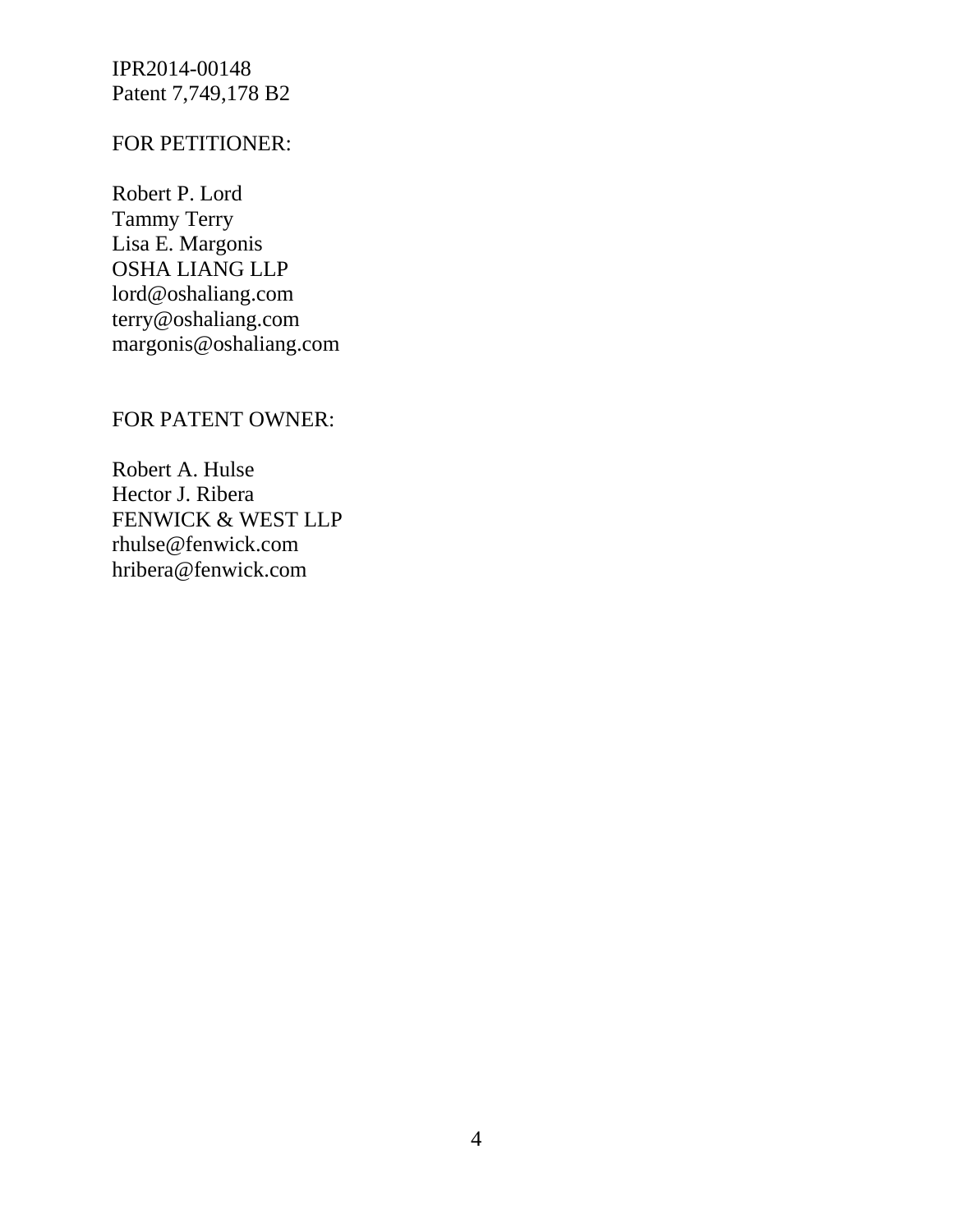FOR PETITIONER:

Robert P. Lord  
Tammy Terry  
Lisa E. Margonis  
OSHA LIANG LLP  
lord@oshaliang.com  
terry@oshaliang.com  
margonis@oshaliang.com

FOR PATENT OWNER:

Robert A. Hulse  
Hector J. Ribera  
FENWICK & WEST LLP  
rhulse@fenwick.com  
hribera@fenwick.com